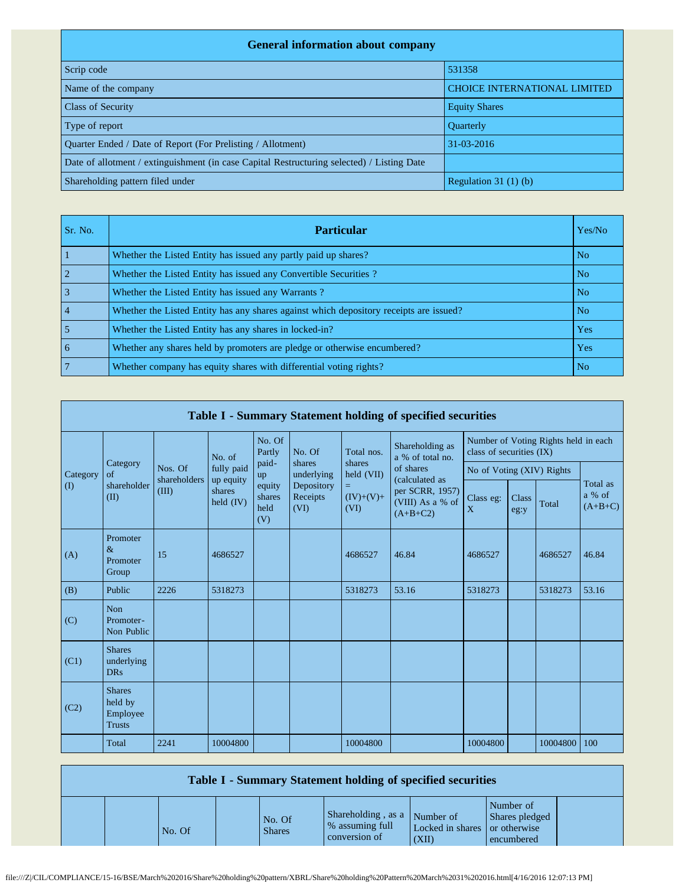| General information about company | |
|---|---|
| Scrip code | 531358 |
| Name of the company | CHOICE INTERNATIONAL LIMITED |
| Class of Security | Equity Shares |
| Type of report | Quarterly |
| Quarter Ended / Date of Report (For Prelisting / Allotment) | 31-03-2016 |
| Date of allotment / extinguishment (in case Capital Restructuring selected) / Listing Date | |
| Shareholding pattern filed under | Regulation 31 (1) (b) |

| Sr. No. | Particular | Yes/No |
|---|---|---|
| 1 | Whether the Listed Entity has issued any partly paid up shares? | No |
| 2 | Whether the Listed Entity has issued any Convertible Securities ? | No |
| 3 | Whether the Listed Entity has issued any Warrants ? | No |
| 4 | Whether the Listed Entity has any shares against which depository receipts are issued? | No |
| 5 | Whether the Listed Entity has any shares in locked-in? | Yes |
| 6 | Whether any shares held by promoters are pledge or otherwise encumbered? | Yes |
| 7 | Whether company has equity shares with differential voting rights? | No |

**Table I - Summary Statement holding of specified securities**

| Category (I) | Category of shareholder (II) | Nos. Of shareholders (III) | No. of fully paid up equity shares held (IV) | No. Of Partly paid-up equity shares held (V) | No. Of shares underlying Depository Receipts (VI) | Total nos. shares held (VII) = (IV)+(V)+ (VI) | Shareholding as a % of total no. of shares (calculated as per SCRR, 1957) (VIII) As a % of (A+B+C2) | Number of Voting Rights held in each class of securities (IX) | | | |
|---|---|---|---|---|---|---|---|---|---|---|---|
| | | | | | | | | No of Voting (XIV) Rights | | | Total as a % of (A+B+C) |
| | | | | | | | | Class eg: X | Class eg:y | Total | |
| (A) | Promoter & Promoter Group | 15 | 4686527 | | | 4686527 | 46.84 | 4686527 | | 4686527 | 46.84 |
| (B) | Public | 2226 | 5318273 | | | 5318273 | 53.16 | 5318273 | | 5318273 | 53.16 |
| (C) | Non Promoter- Non Public | | | | | | | | | | |
| (C1) | Shares underlying DRs | | | | | | | | | | |
| (C2) | Shares held by Employee Trusts | | | | | | | | | | |
| | Total | 2241 | 10004800 | | | 10004800 | | 10004800 | | 10004800 | 100 |

**Table I - Summary Statement holding of specified securities**

| | | No. Of | | No. Of Shares | Shareholding , as a % assuming full conversion of | Number of Locked in shares (XII) | Number of Shares pledged or otherwise encumbered | |
|---|---|---|---|---|---|---|---|---|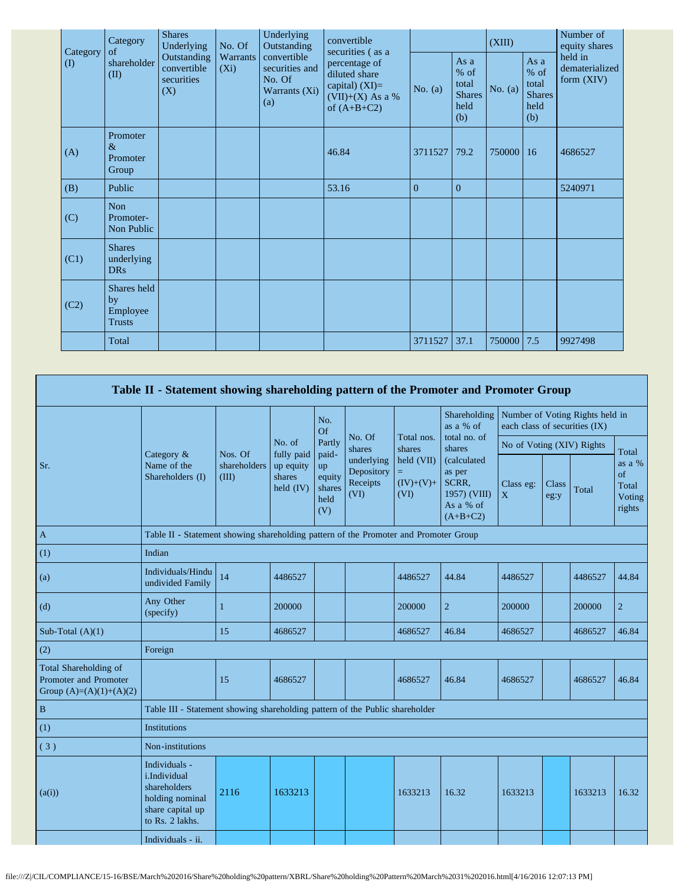| Category (I) | Category of shareholder (II) | Shares Underlying Outstanding convertible securities (X) | No. Of Warrants (Xi) | Underlying Outstanding convertible securities and No. Of Warrants (Xi) (a) | convertible securities ( as a percentage of diluted share capital) (XI)= (VII)+(X) As a % of (A+B+C2) | | | (XIII) | | Number of equity shares held in dematerialized form (XIV) |
|---|---|---|---|---|---|---|---|---|---|---|
| | | | | | | No. (a) | As a % of total Shares held (b) | No. (a) | As a % of total Shares held (b) | |
| (A) | Promoter & Promoter Group | | | | 46.84 | 3711527 | 79.2 | 750000 | 16 | 4686527 |
| (B) | Public | | | | 53.16 | 0 | 0 | | | 5240971 |
| (C) | Non Promoter-Non Public | | | | | | | | | |
| (C1) | Shares underlying DRs | | | | | | | | | |
| (C2) | Shares held by Employee Trusts | | | | | | | | | |
| | Total | | | | | 3711527 | 37.1 | 750000 | 7.5 | 9927498 |

## Table II - Statement showing shareholding pattern of the Promoter and Promoter Group

| Sr. | Category & Name of the Shareholders (I) | Nos. Of shareholders (III) | No. of fully paid up equity shares held (IV) | No. Of Partly paid-up equity shares held (V) | No. Of shares underlying Depository Receipts (VI) | Total nos. shares held (VII) = (IV)+(V)+ (VI) | Shareholding as a % of total no. of shares (calculated as per SCRR, 1957) (VIII) As a % of (A+B+C2) | Number of Voting Rights held in each class of securities (IX) | | | |
|---|---|---|---|---|---|---|---|---|---|---|---|
| | | | | | | | | No of Voting (XIV) Rights | | | Total as a % of Total Voting rights |
| | | | | | | | | Class eg: X | Class eg:y | Total | |
| A | Table II - Statement showing shareholding pattern of the Promoter and Promoter Group | | | | | | | | | | |
| (1) | Indian | | | | | | | | | | |
| (a) | Individuals/Hindu undivided Family | 14 | 4486527 | | | 4486527 | 44.84 | 4486527 | | 4486527 | 44.84 |
| (d) | Any Other (specify) | 1 | 200000 | | | 200000 | 2 | 200000 | | 200000 | 2 |
| Sub-Total (A)(1) | | 15 | 4686527 | | | 4686527 | 46.84 | 4686527 | | 4686527 | 46.84 |
| (2) | Foreign | | | | | | | | | | |
| Total Shareholding of Promoter and Promoter Group (A)=(A)(1)+(A)(2) | | 15 | 4686527 | | | 4686527 | 46.84 | 4686527 | | 4686527 | 46.84 |
| B | Table III - Statement showing shareholding pattern of the Public shareholder | | | | | | | | | | |
| (1) | Institutions | | | | | | | | | | |
| ( 3 ) | Non-institutions | | | | | | | | | | |
| (a(i)) | Individuals - i.Individual shareholders holding nominal share capital up to Rs. 2 lakhs. | 2116 | 1633213 | | | 1633213 | 16.32 | 1633213 | | 1633213 | 16.32 |
| | Individuals - ii. | | | | | | | | | | |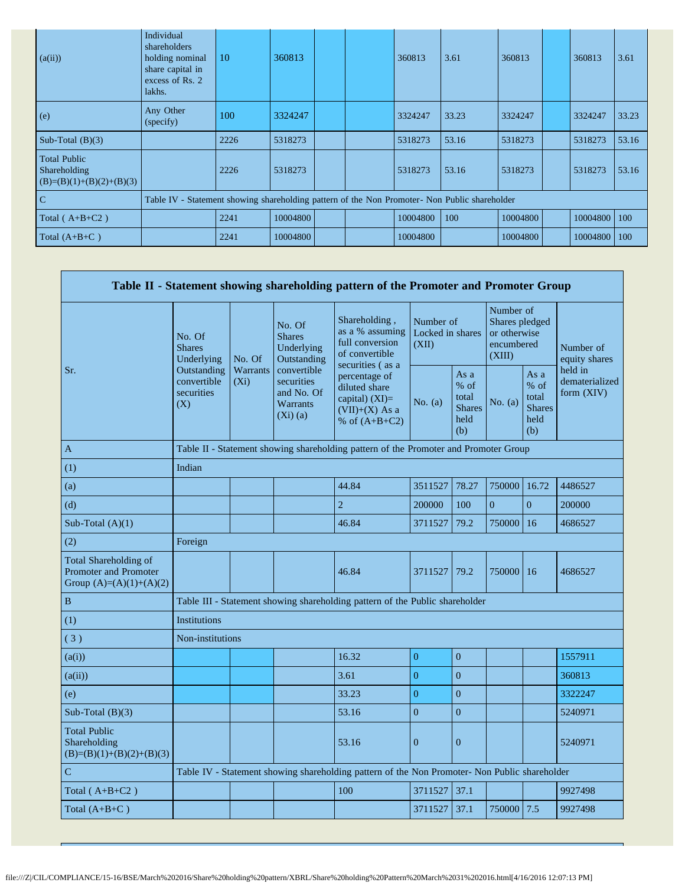| | | | | | | | | | | | |
|---|---|---|---|---|---|---|---|---|---|---|---|
| (a(ii)) | Individual shareholders holding nominal share capital in excess of Rs. 2 lakhs. | 10 | 360813 | | | 360813 | 3.61 | 360813 | | 360813 | 3.61 |
| (e) | Any Other (specify) | 100 | 3324247 | | | 3324247 | 33.23 | 3324247 | | 3324247 | 33.23 |
| Sub-Total (B)(3) | | 2226 | 5318273 | | | 5318273 | 53.16 | 5318273 | | 5318273 | 53.16 |
| Total Public Shareholding (B)=(B)(1)+(B)(2)+(B)(3) | | 2226 | 5318273 | | | 5318273 | 53.16 | 5318273 | | 5318273 | 53.16 |
| C | Table IV - Statement showing shareholding pattern of the Non Promoter- Non Public shareholder | | | | | | | | | | |
| Total ( A+B+C2 ) | | 2241 | 10004800 | | | 10004800 | 100 | 10004800 | | 10004800 | 100 |
| Total (A+B+C ) | | 2241 | 10004800 | | | 10004800 | | 10004800 | | 10004800 | 100 |

## Table II - Statement showing shareholding pattern of the Promoter and Promoter Group

| Sr. | No. Of Shares Underlying Outstanding convertible securities (X) | No. Of Warrants (Xi) | No. Of Shares Underlying Outstanding convertible securities and No. Of Warrants (Xi) (a) | Shareholding , as a % assuming full conversion of convertible securities ( as a percentage of diluted share capital) (XI)= (VII)+(X) As a % of (A+B+C2) | Number of Locked in shares (XII) | | Number of Shares pledged or otherwise encumbered (XIII) | | Number of equity shares held in dematerialized form (XIV) |
|---|---|---|---|---|---|---|---|---|---|
| | | | | | No. (a) | As a % of total Shares held (b) | No. (a) | As a % of total Shares held (b) | |
| A | Table II - Statement showing shareholding pattern of the Promoter and Promoter Group | | | | | | | | |
| (1) | Indian | | | | | | | | |
| (a) | | | | 44.84 | 3511527 | 78.27 | 750000 | 16.72 | 4486527 |
| (d) | | | | 2 | 200000 | 100 | 0 | 0 | 200000 |
| Sub-Total (A)(1) | | | | 46.84 | 3711527 | 79.2 | 750000 | 16 | 4686527 |
| (2) | Foreign | | | | | | | | |
| Total Shareholding of Promoter and Promoter Group (A)=(A)(1)+(A)(2) | | | | 46.84 | 3711527 | 79.2 | 750000 | 16 | 4686527 |
| B | Table III - Statement showing shareholding pattern of the Public shareholder | | | | | | | | |
| (1) | Institutions | | | | | | | | |
| ( 3 ) | Non-institutions | | | | | | | | |
| (a(i)) | | | | 16.32 | 0 | 0 | | | 1557911 |
| (a(ii)) | | | | 3.61 | 0 | 0 | | | 360813 |
| (e) | | | | 33.23 | 0 | 0 | | | 3322247 |
| Sub-Total (B)(3) | | | | 53.16 | 0 | 0 | | | 5240971 |
| Total Public Shareholding (B)=(B)(1)+(B)(2)+(B)(3) | | | | 53.16 | 0 | 0 | | | 5240971 |
| C | Table IV - Statement showing shareholding pattern of the Non Promoter- Non Public shareholder | | | | | | | | |
| Total ( A+B+C2 ) | | | | 100 | 3711527 | 37.1 | | | 9927498 |
| Total (A+B+C ) | | | | | 3711527 | 37.1 | 750000 | 7.5 | 9927498 |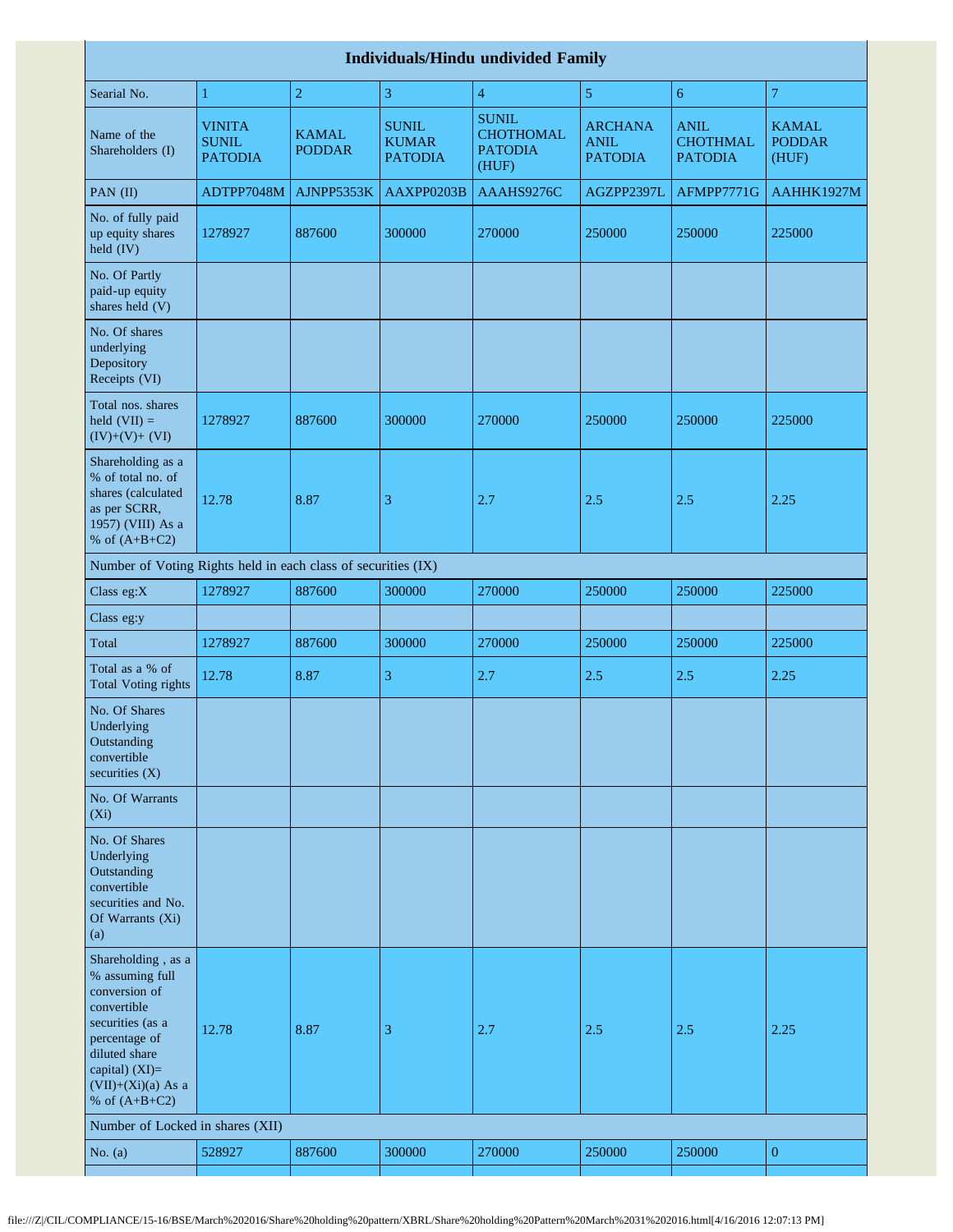| Individuals/Hindu undivided Family | | | | | | | |
|---|---|---|---|---|---|---|---|
| Searial No. | 1 | 2 | 3 | 4 | 5 | 6 | 7 |
| Name of the Shareholders (I) | **VINITA SUNIL PATODIA** | **KAMAL PODDAR** | **SUNIL KUMAR PATODIA** | **SUNIL CHOTHOMAL PATODIA (HUF)** | **ARCHANA ANIL PATODIA** | **ANIL CHOTHMAL PATODIA** | **KAMAL PODDAR (HUF)** |
| PAN (II) | ADTPP7048M | AJNPP5353K | AAXPP0203B | AAAHS9276C | AGZPP2397L | AFMPP7771G | AAHHK1927M |
| No. of fully paid up equity shares held (IV) | 1278927 | 887600 | 300000 | 270000 | 250000 | 250000 | 225000 |
| No. Of Partly paid-up equity shares held (V) | | | | | | | |
| No. Of shares underlying Depository Receipts (VI) | | | | | | | |
| Total nos. shares held (VII) = (IV)+(V)+ (VI) | 1278927 | 887600 | 300000 | 270000 | 250000 | 250000 | 225000 |
| Shareholding as a % of total no. of shares (calculated as per SCRR, 1957) (VIII) As a % of (A+B+C2) | 12.78 | 8.87 | 3 | 2.7 | 2.5 | 2.5 | 2.25 |
| Number of Voting Rights held in each class of securities (IX) | | | | | | | |
| Class eg:X | 1278927 | 887600 | 300000 | 270000 | 250000 | 250000 | 225000 |
| Class eg:y | | | | | | | |
| Total | 1278927 | 887600 | 300000 | 270000 | 250000 | 250000 | 225000 |
| Total as a % of Total Voting rights | 12.78 | 8.87 | 3 | 2.7 | 2.5 | 2.5 | 2.25 |
| No. Of Shares Underlying Outstanding convertible securities (X) | | | | | | | |
| No. Of Warrants (Xi) | | | | | | | |
| No. Of Shares Underlying Outstanding convertible securities and No. Of Warrants (Xi) (a) | | | | | | | |
| Shareholding , as a % assuming full conversion of convertible securities (as a percentage of diluted share capital) (XI)= (VII)+(Xi)(a) As a % of (A+B+C2) | 12.78 | 8.87 | 3 | 2.7 | 2.5 | 2.5 | 2.25 |
| Number of Locked in shares (XII) | | | | | | | |
| No. (a) | 528927 | 887600 | 300000 | 270000 | 250000 | 250000 | 0 |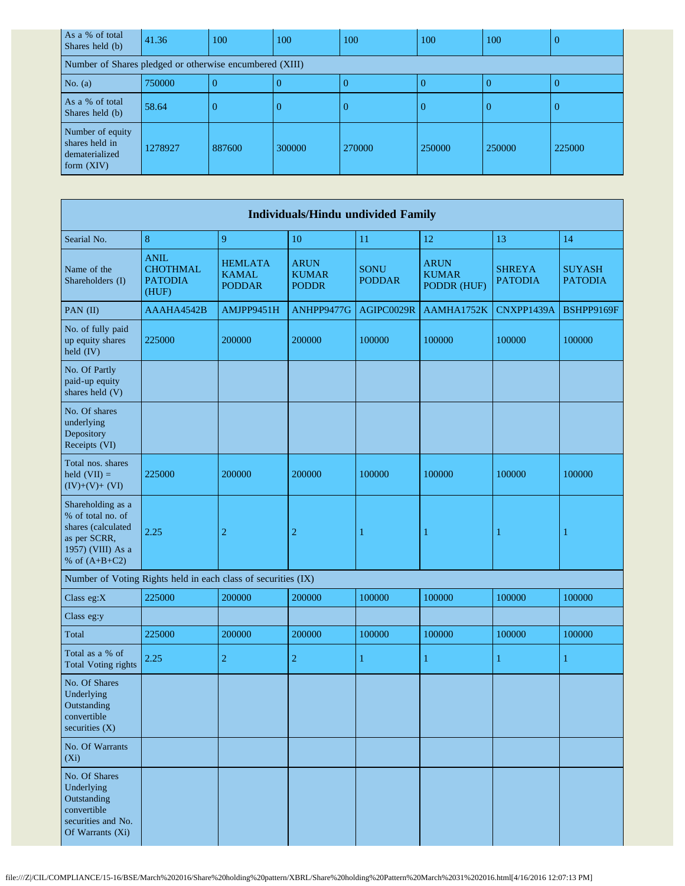| As a % of total Shares held (b) | 41.36 | 100 | 100 | 100 | 100 | 100 | 0 |
|---|---|---|---|---|---|---|---|
| Number of Shares pledged or otherwise encumbered (XIII) | | | | | | | |
| No. (a) | 750000 | 0 | 0 | 0 | 0 | 0 | 0 |
| As a % of total Shares held (b) | 58.64 | 0 | 0 | 0 | 0 | 0 | 0 |
| Number of equity shares held in dematerialized form (XIV) | 1278927 | 887600 | 300000 | 270000 | 250000 | 250000 | 225000 |

| Individuals/Hindu undivided Family | | | | | | | |
|---|---|---|---|---|---|---|---|
| Searial No. | 8 | 9 | 10 | 11 | 12 | 13 | 14 |
| Name of the Shareholders (I) | ANIL CHOTHMAL PATODIA (HUF) | HEMLATA KAMAL PODDAR | ARUN KUMAR PODDR | SONU PODDAR | ARUN KUMAR PODDR (HUF) | SHREYA PATODIA | SUYASH PATODIA |
| PAN (II) | AAAHA4542B | AMJPP9451H | ANHPP9477G | AGIPC0029R | AAMHA1752K | CNXPP1439A | BSHPP9169F |
| No. of fully paid up equity shares held (IV) | 225000 | 200000 | 200000 | 100000 | 100000 | 100000 | 100000 |
| No. Of Partly paid-up equity shares held (V) | | | | | | | |
| No. Of shares underlying Depository Receipts (VI) | | | | | | | |
| Total nos. shares held (VII) = (IV)+(V)+ (VI) | 225000 | 200000 | 200000 | 100000 | 100000 | 100000 | 100000 |
| Shareholding as a % of total no. of shares (calculated as per SCRR, 1957) (VIII) As a % of (A+B+C2) | 2.25 | 2 | 2 | 1 | 1 | 1 | 1 |
| Number of Voting Rights held in each class of securities (IX) | | | | | | | |
| Class eg:X | 225000 | 200000 | 200000 | 100000 | 100000 | 100000 | 100000 |
| Class eg:y | | | | | | | |
| Total | 225000 | 200000 | 200000 | 100000 | 100000 | 100000 | 100000 |
| Total as a % of Total Voting rights | 2.25 | 2 | 2 | 1 | 1 | 1 | 1 |
| No. Of Shares Underlying Outstanding convertible securities (X) | | | | | | | |
| No. Of Warrants (Xi) | | | | | | | |
| No. Of Shares Underlying Outstanding convertible securities and No. Of Warrants (Xi) | | | | | | | |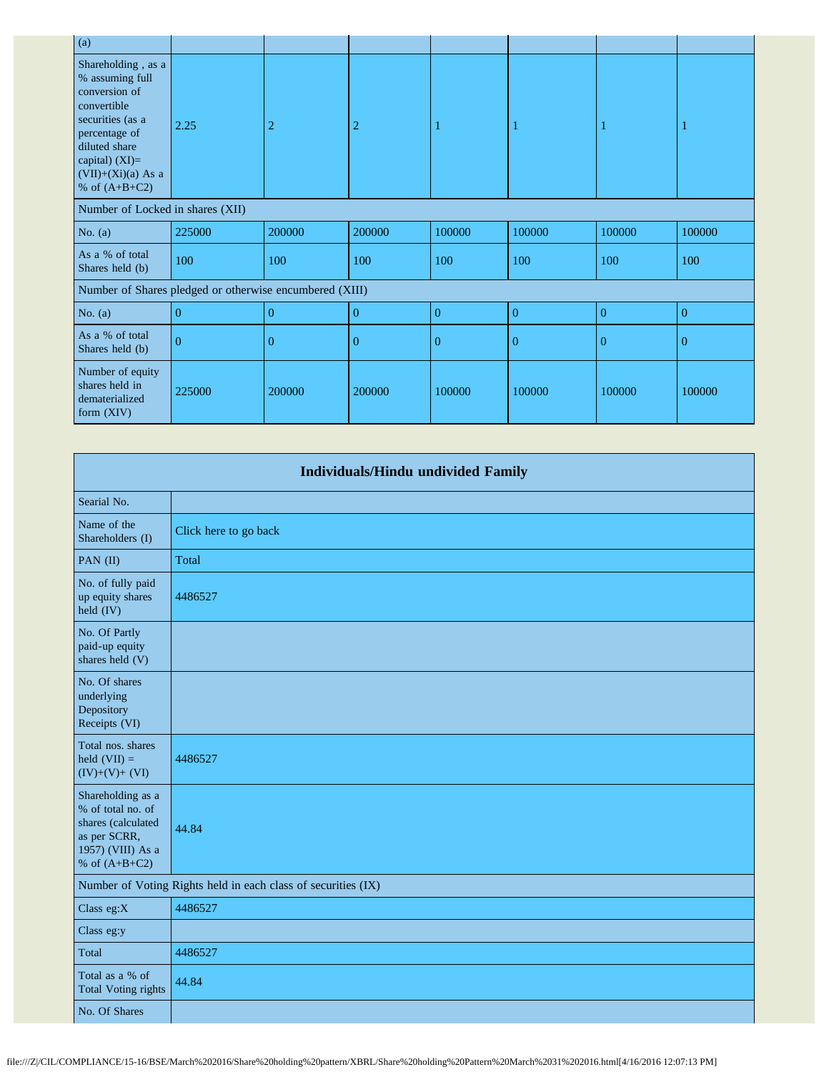| (a) | | | | | | | |
|---|---|---|---|---|---|---|---|
| Shareholding , as a % assuming full conversion of convertible securities (as a percentage of diluted share capital) (XI)= (VII)+(Xi)(a) As a % of (A+B+C2) | 2.25 | 2 | 2 | 1 | 1 | 1 | 1 |
| Number of Locked in shares (XII) | | | | | | | |
| No. (a) | 225000 | 200000 | 200000 | 100000 | 100000 | 100000 | 100000 |
| As a % of total Shares held (b) | 100 | 100 | 100 | 100 | 100 | 100 | 100 |
| Number of Shares pledged or otherwise encumbered (XIII) | | | | | | | |
| No. (a) | 0 | 0 | 0 | 0 | 0 | 0 | 0 |
| As a % of total Shares held (b) | 0 | 0 | 0 | 0 | 0 | 0 | 0 |
| Number of equity shares held in dematerialized form (XIV) | 225000 | 200000 | 200000 | 100000 | 100000 | 100000 | 100000 |

| Individuals/Hindu undivided Family | |
|---|---|
| Searial No. | |
| Name of the Shareholders (I) | Click here to go back |
| PAN (II) | Total |
| No. of fully paid up equity shares held (IV) | 4486527 |
| No. Of Partly paid-up equity shares held (V) | |
| No. Of shares underlying Depository Receipts (VI) | |
| Total nos. shares held (VII) = (IV)+(V)+ (VI) | 4486527 |
| Shareholding as a % of total no. of shares (calculated as per SCRR, 1957) (VIII) As a % of (A+B+C2) | 44.84 |
| Number of Voting Rights held in each class of securities (IX) | |
| Class eg:X | 4486527 |
| Class eg:y | |
| Total | 4486527 |
| Total as a % of Total Voting rights | 44.84 |
| No. Of Shares | |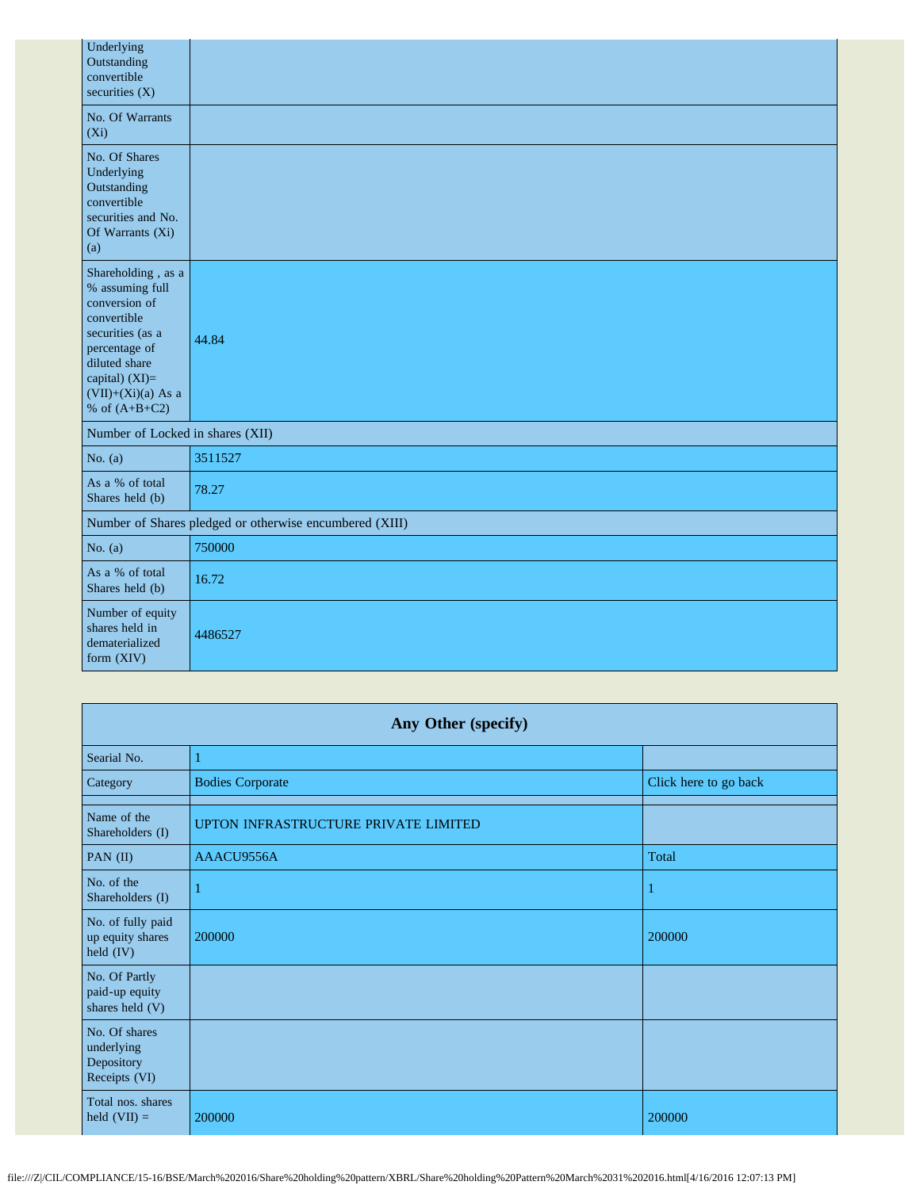| | |
|---|---|
| Underlying Outstanding convertible securities (X) | |
| No. Of Warrants (Xi) | |
| No. Of Shares Underlying Outstanding convertible securities and No. Of Warrants (Xi) (a) | |
| Shareholding , as a % assuming full conversion of convertible securities (as a percentage of diluted share capital) (XI)= (VII)+(Xi)(a) As a % of (A+B+C2) | 44.84 |
| Number of Locked in shares (XII) | |
| No. (a) | 3511527 |
| As a % of total Shares held (b) | 78.27 |
| Number of Shares pledged or otherwise encumbered (XIII) | |
| No. (a) | 750000 |
| As a % of total Shares held (b) | 16.72 |
| Number of equity shares held in dematerialized form (XIV) | 4486527 |

**Any Other (specify)**

| | | |
|---|---|---|
| Searial No. | 1 | |
| Category | Bodies Corporate | Click here to go back |
| Name of the Shareholders (I) | UPTON INFRASTRUCTURE PRIVATE LIMITED | |
| PAN (II) | AAACU9556A | Total |
| No. of the Shareholders (I) | 1 | 1 |
| No. of fully paid up equity shares held (IV) | 200000 | 200000 |
| No. Of Partly paid-up equity shares held (V) | | |
| No. Of shares underlying Depository Receipts (VI) | | |
| Total nos. shares held (VII) = | 200000 | 200000 |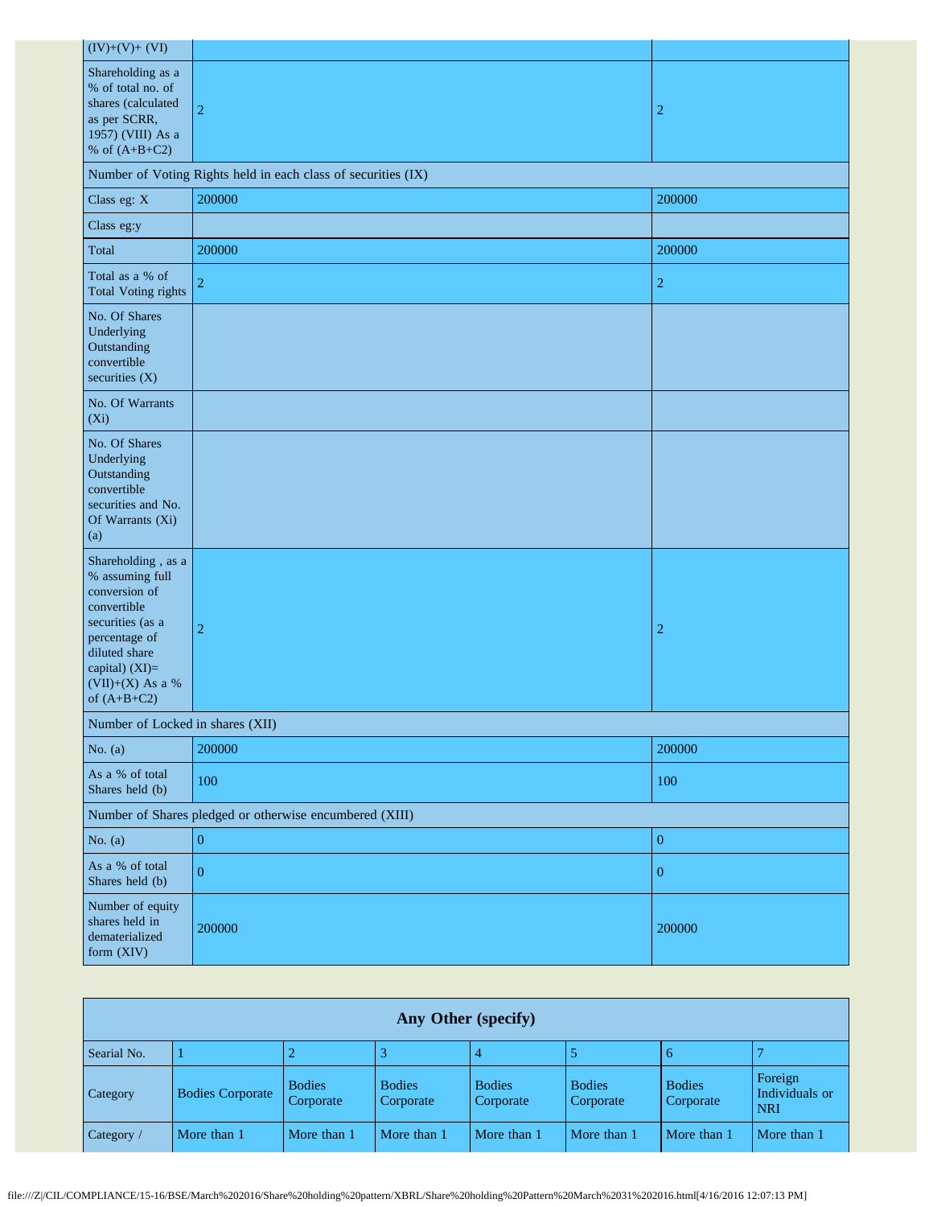| | | |
|---|---|---|
| (IV)+(V)+ (VI) | | |
| Shareholding as a % of total no. of shares (calculated as per SCRR, 1957) (VIII) As a % of (A+B+C2) | 2 | 2 |
| Number of Voting Rights held in each class of securities (IX) | | |
| Class eg: X | 200000 | 200000 |
| Class eg:y | | |
| Total | 200000 | 200000 |
| Total as a % of Total Voting rights | 2 | 2 |
| No. Of Shares Underlying Outstanding convertible securities (X) | | |
| No. Of Warrants (Xi) | | |
| No. Of Shares Underlying Outstanding convertible securities and No. Of Warrants (Xi) (a) | | |
| Shareholding , as a % assuming full conversion of convertible securities (as a percentage of diluted share capital) (XI)= (VII)+(X) As a % of (A+B+C2) | 2 | 2 |
| Number of Locked in shares (XII) | | |
| No. (a) | 200000 | 200000 |
| As a % of total Shares held (b) | 100 | 100 |
| Number of Shares pledged or otherwise encumbered (XIII) | | |
| No. (a) | 0 | 0 |
| As a % of total Shares held (b) | 0 | 0 |
| Number of equity shares held in dematerialized form (XIV) | 200000 | 200000 |

**Any Other (specify)**

| Searial No. | 1 | 2 | 3 | 4 | 5 | 6 | 7 |
|---|---|---|---|---|---|---|---|
| Category | Bodies Corporate | Bodies Corporate | Bodies Corporate | Bodies Corporate | Bodies Corporate | Bodies Corporate | Foreign Individuals or NRI |
| Category / | More than 1 | More than 1 | More than 1 | More than 1 | More than 1 | More than 1 | More than 1 |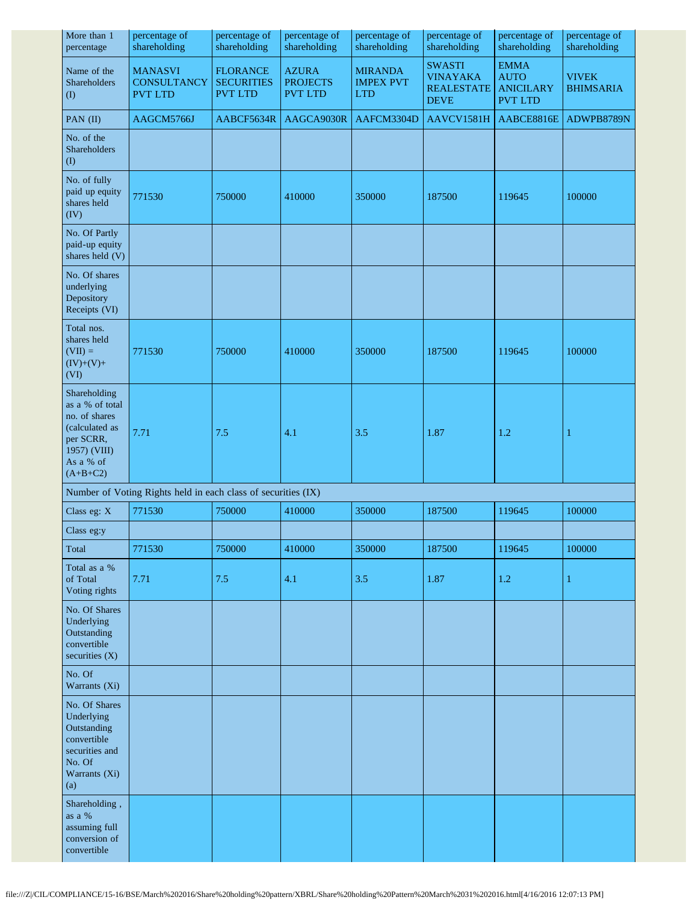| More than 1 percentage | percentage of shareholding | percentage of shareholding | percentage of shareholding | percentage of shareholding | percentage of shareholding | percentage of shareholding | percentage of shareholding |
|---|---|---|---|---|---|---|---|
| Name of the Shareholders (I) | MANASVI CONSULTANCY PVT LTD | FLORANCE SECURITIES PVT LTD | AZURA PROJECTS PVT LTD | MIRANDA IMPEX PVT LTD | SWASTI VINAYAKA REALESTATE DEVE | EMMA AUTO ANICILARY PVT LTD | VIVEK BHIMSARIA |
| PAN (II) | AAGCM5766J | AABCF5634R | AAGCA9030R | AAFCM3304D | AAVCV1581H | AABCE8816E | ADWPB8789N |
| No. of the Shareholders (I) | | | | | | | |
| No. of fully paid up equity shares held (IV) | 771530 | 750000 | 410000 | 350000 | 187500 | 119645 | 100000 |
| No. Of Partly paid-up equity shares held (V) | | | | | | | |
| No. Of shares underlying Depository Receipts (VI) | | | | | | | |
| Total nos. shares held (VII) = (IV)+(V)+ (VI) | 771530 | 750000 | 410000 | 350000 | 187500 | 119645 | 100000 |
| Shareholding as a % of total no. of shares (calculated as per SCRR, 1957) (VIII) As a % of (A+B+C2) | 7.71 | 7.5 | 4.1 | 3.5 | 1.87 | 1.2 | 1 |
| Number of Voting Rights held in each class of securities (IX) | | | | | | | |
| Class eg: X | 771530 | 750000 | 410000 | 350000 | 187500 | 119645 | 100000 |
| Class eg:y | | | | | | | |
| Total | 771530 | 750000 | 410000 | 350000 | 187500 | 119645 | 100000 |
| Total as a % of Total Voting rights | 7.71 | 7.5 | 4.1 | 3.5 | 1.87 | 1.2 | 1 |
| No. Of Shares Underlying Outstanding convertible securities (X) | | | | | | | |
| No. Of Warrants (Xi) | | | | | | | |
| No. Of Shares Underlying Outstanding convertible securities and No. Of Warrants (Xi) (a) | | | | | | | |
| Shareholding , as a % assuming full conversion of convertible | | | | | | | |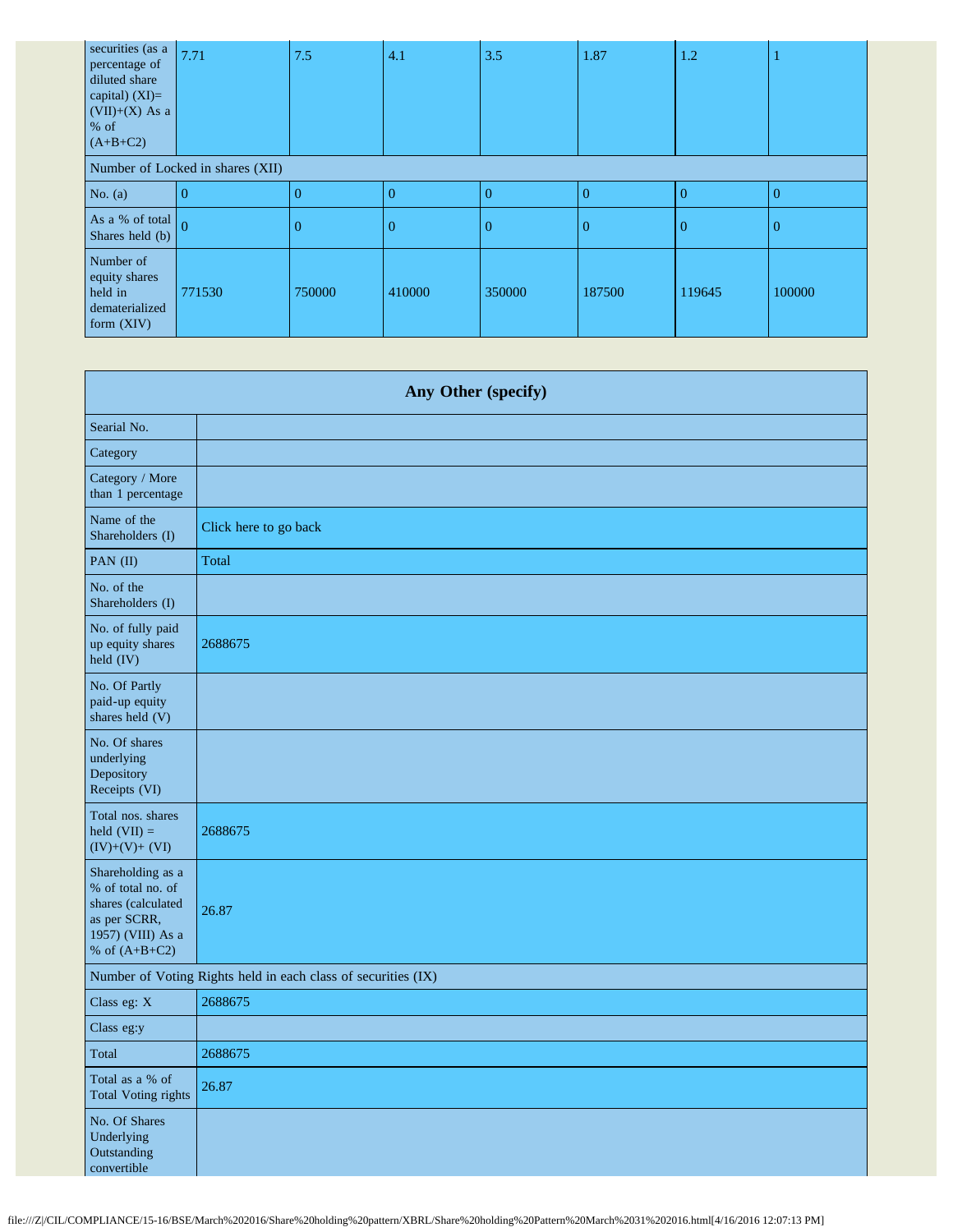| securities (as a percentage of diluted share capital) (XI)= (VII)+(X) As a % of (A+B+C2) | 7.71 | 7.5 | 4.1 | 3.5 | 1.87 | 1.2 | 1 |
|---|---|---|---|---|---|---|---|
| Number of Locked in shares (XII) | | | | | | | |
| No. (a) | 0 | 0 | 0 | 0 | 0 | 0 | 0 |
| As a % of total Shares held (b) | 0 | 0 | 0 | 0 | 0 | 0 | 0 |
| Number of equity shares held in dematerialized form (XIV) | 771530 | 750000 | 410000 | 350000 | 187500 | 119645 | 100000 |

| Any Other (specify) | |
|---|---|
| Searial No. | |
| Category | |
| Category / More than 1 percentage | |
| Name of the Shareholders (I) | Click here to go back |
| PAN (II) | Total |
| No. of the Shareholders (I) | |
| No. of fully paid up equity shares held (IV) | 2688675 |
| No. Of Partly paid-up equity shares held (V) | |
| No. Of shares underlying Depository Receipts (VI) | |
| Total nos. shares held (VII) = (IV)+(V)+ (VI) | 2688675 |
| Shareholding as a % of total no. of shares (calculated as per SCRR, 1957) (VIII) As a % of (A+B+C2) | 26.87 |
| Number of Voting Rights held in each class of securities (IX) | |
| Class eg: X | 2688675 |
| Class eg:y | |
| Total | 2688675 |
| Total as a % of Total Voting rights | 26.87 |
| No. Of Shares Underlying Outstanding convertible | |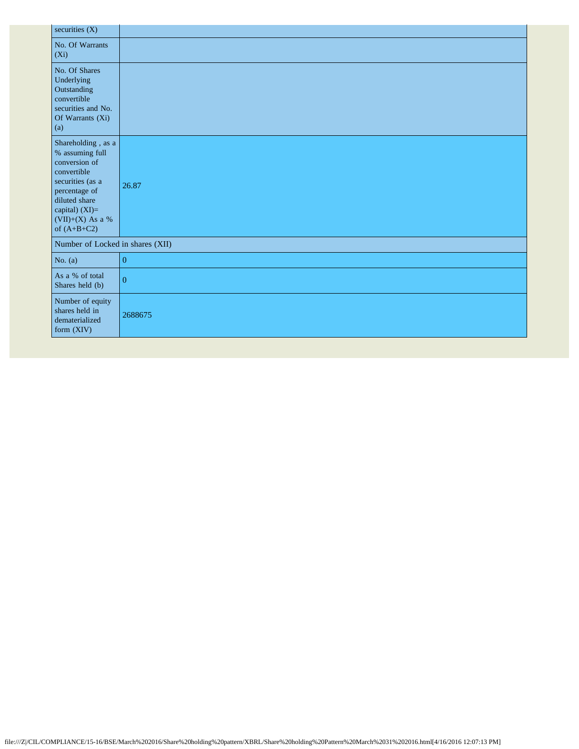| | |
|---|---|
| securities (X) | |
| No. Of Warrants (Xi) | |
| No. Of Shares Underlying Outstanding convertible securities and No. Of Warrants (Xi) (a) | |
| Shareholding , as a % assuming full conversion of convertible securities (as a percentage of diluted share capital) (XI)= (VII)+(X) As a % of (A+B+C2) | 26.87 |
| Number of Locked in shares (XII) | |
| No. (a) | 0 |
| As a % of total Shares held (b) | 0 |
| Number of equity shares held in dematerialized form (XIV) | 2688675 |